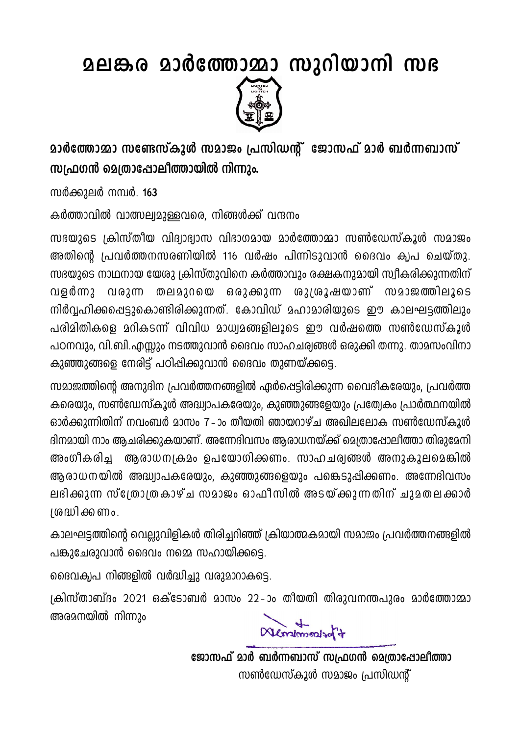# മലങ്കര മാർത്തോമ്മാ സുറിയാനി സഭ

LIGHTED TO LIGHTEN

**മാർത്തോമ്മാ സണ്ടേസ്കൂൾ സമാജം പ്രസിഡന്റ് ജോസഫ് മാർ ബർന്നബാസ് സഫ്രഗൻ മെത്രാപ്പോലീത്തായിൽ നിന്നും.**

സർക്കുലർ നമ്പർ. **163**

കർത്താവിൽ വാത്സല്യമുള്ളവരെ, നിങ്ങൾക്ക് വന്ദനം

സഭയുടെ ക്രിസ്തീയ വിദ്യാഭ്യാസ വിഭാഗമായ മാർത്തോമ്മാ സൺഡേസ്കൂൾ സമാജം അതിന്റെ പ്രവർത്തനസരണിയിൽ 116 വർഷം പിന്നിടുവാൻ ദൈവം കൃപ ചെയ്തു. സഭയുടെ നാഥനായ യേശു ക്രിസ്തുവിനെ കർത്താവും രക്ഷകനുമായി സ്വീകരിക്കുന്നതിന് വളർന്നു വരുന്ന തലമുറയെ ഒരുക്കുന്ന ശുശ്രൂഷയാണ് സമാജത്തിലൂടെ നിർവ്വഹിക്കപ്പെട്ടുകൊണ്ടിരിക്കുന്നത്. കോവിഡ് മഹാമാരിയുടെ ഈ കാലഘട്ടത്തിലും പരിമിതികളെ മറികടന്ന് വിവിധ മാധ്യമങ്ങളിലൂടെ ഈ വർഷത്തെ സൺഡേസ്കൂൾ പഠനവും, വി.ബി.എസ്സും നടത്തുവാൻ ദൈവം സാഹചര്യങ്ങൾ ഒരുക്കി തന്നു. താമസംവിനാ കുഞ്ഞുങ്ങളെ നേരിട്ട് പഠിപ്പിക്കുവാൻ ദൈവം തുണയ്ക്കട്ടെ.

സമാജത്തിന്റെ അനുദിന പ്രവർത്തനങ്ങളിൽ ഏർപ്പെട്ടിരിക്കുന്ന വൈദീകരേയും, പ്രവർത്തകരെയും, സൺഡേസ്കൂൾ അദ്ധ്യാപകരേയും, കുഞ്ഞുങ്ങളേയും പ്രത്യേകം പ്രാർത്ഥനയിൽ ഓർക്കുന്നതിന് നവംബർ മാസം 7-ാം തീയതി ഞായറാഴ്ച അഖിലലോക സൺഡേസ്കൂൾ ദിനമായി നാം ആചരിക്കുകയാണ്. അന്നേദിവസം ആരാധനയ്ക്ക് മെത്രാപ്പോലീത്താ തിരുമേനി അംഗീകരിച്ച ആരാധനക്രമം ഉപയോഗിക്കണം. സാഹചര്യങ്ങൾ അനുകൂലമെങ്കിൽ ആരാധനയിൽ അദ്ധ്യാപകരേയും, കുഞ്ഞുങ്ങളെയും പങ്കെടുപ്പിക്കണം. അന്നേദിവസം ലഭിക്കുന്ന സ്തോത്രകാഴ്ച സമാജം ഓഫീസിൽ അടയ്ക്കുന്നതിന് ചുമതലക്കാർ ശ്രദ്ധിക്കണം.

കാലഘട്ടത്തിന്റെ വെല്ലുവിളികൾ തിരിച്ചറിഞ്ഞ് ക്രിയാത്മകമായി സമാജം പ്രവർത്തനങ്ങളിൽ പങ്കുചേരുവാൻ ദൈവം നമ്മെ സഹായിക്കട്ടെ.

ദൈവകൃപ നിങ്ങളിൽ വർദ്ധിച്ചു വരുമാറാകട്ടെ.

ക്രിസ്താബ്ദം 2021 ഒക്ടോബർ മാസം 22-ാം തീയതി തിരുവനന്തപുരം മാർത്തോമ്മാ അരമനയിൽ നിന്നും

**ജോസഫ് മാർ ബർന്നബാസ് സഫ്രഗൻ മെത്രാപ്പോലീത്താ**
സൺഡേസ്കൂൾ സമാജം പ്രസിഡന്റ്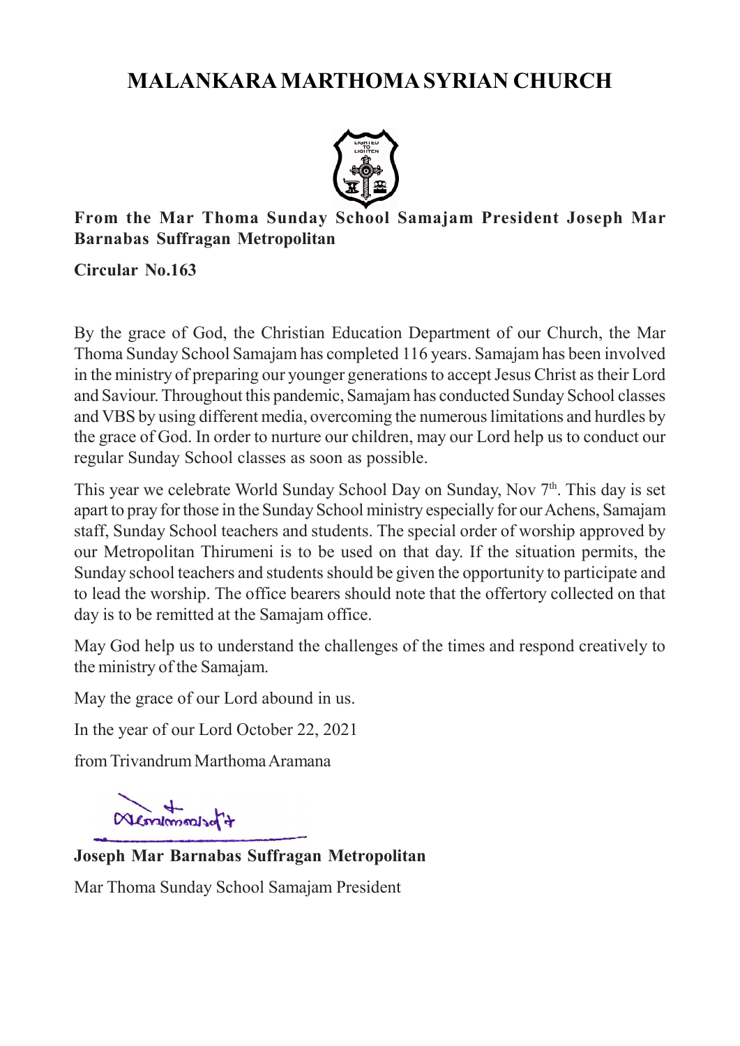# MALANKARA MARTHOMA SYRIAN CHURCH

**From the Mar Thoma Sunday School Samajam President Joseph Mar Barnabas Suffragan Metropolitan**

**Circular No.163**

By the grace of God, the Christian Education Department of our Church, the Mar Thoma Sunday School Samajam has completed 116 years. Samajam has been involved in the ministry of preparing our younger generations to accept Jesus Christ as their Lord and Saviour. Throughout this pandemic, Samajam has conducted Sunday School classes and VBS by using different media, overcoming the numerous limitations and hurdles by the grace of God. In order to nurture our children, may our Lord help us to conduct our regular Sunday School classes as soon as possible.

This year we celebrate World Sunday School Day on Sunday, Nov 7th. This day is set apart to pray for those in the Sunday School ministry especially for our Achens, Samajam staff, Sunday School teachers and students. The special order of worship approved by our Metropolitan Thirumeni is to be used on that day. If the situation permits, the Sunday school teachers and students should be given the opportunity to participate and to lead the worship. The office bearers should note that the offertory collected on that day is to be remitted at the Samajam office.

May God help us to understand the challenges of the times and respond creatively to the ministry of the Samajam.

May the grace of our Lord abound in us.

In the year of our Lord October 22, 2021

from Trivandrum Marthoma Aramana

**Joseph Mar Barnabas Suffragan Metropolitan**

Mar Thoma Sunday School Samajam President